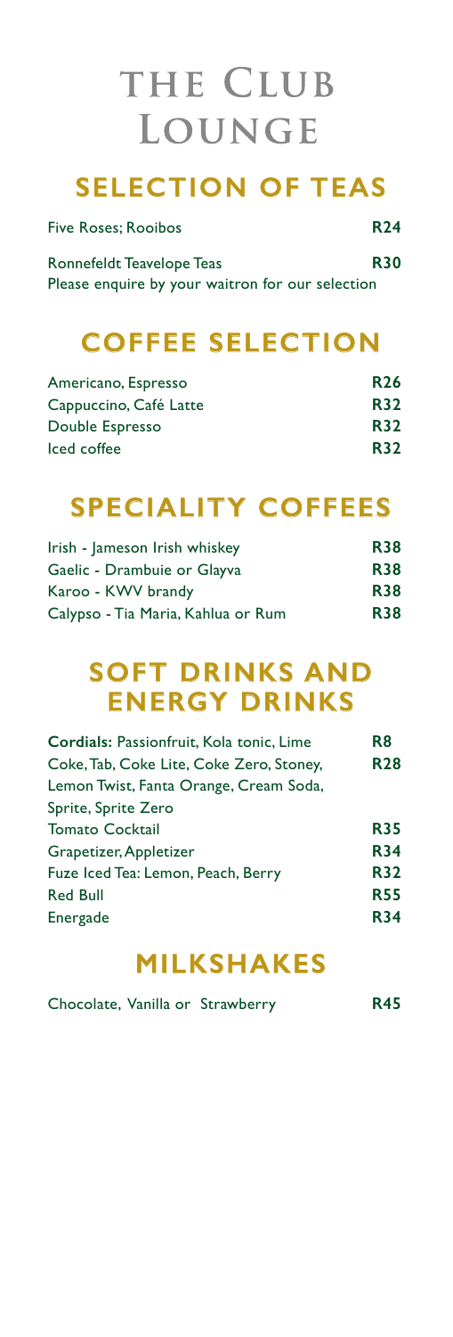# THE CLUB LOUNGE

## SELECTION OF TEAS

| | |
|---|---|
| Five Roses; Rooibos | **R24** |
| Ronnefeldt Teavelope Teas | **R30** |

Please enquire by your waitron for our selection

## COFFEE SELECTION

| | |
|---|---|
| Americano, Espresso | **R26** |
| Cappuccino, Café Latte | **R32** |
| Double Espresso | **R32** |
| Iced coffee | **R32** |

## SPECIALITY COFFEES

| | |
|---|---|
| Irish - Jameson Irish whiskey | **R38** |
| Gaelic - Drambuie or Glayva | **R38** |
| Karoo - KWV brandy | **R38** |
| Calypso - Tia Maria, Kahlua or Rum | **R38** |

## SOFT DRINKS AND ENERGY DRINKS

| | |
|---|---|
| **Cordials:** Passionfruit, Kola tonic, Lime | **R8** |
| Coke, Tab, Coke Lite, Coke Zero, Stoney, Lemon Twist, Fanta Orange, Cream Soda, Sprite, Sprite Zero | **R28** |
| Tomato Cocktail | **R35** |
| Grapetizer, Appletizer | **R34** |
| Fuze Iced Tea: Lemon, Peach, Berry | **R32** |
| Red Bull | **R55** |
| Energade | **R34** |

## MILKSHAKES

| | |
|---|---|
| Chocolate, Vanilla or Strawberry | **R45** |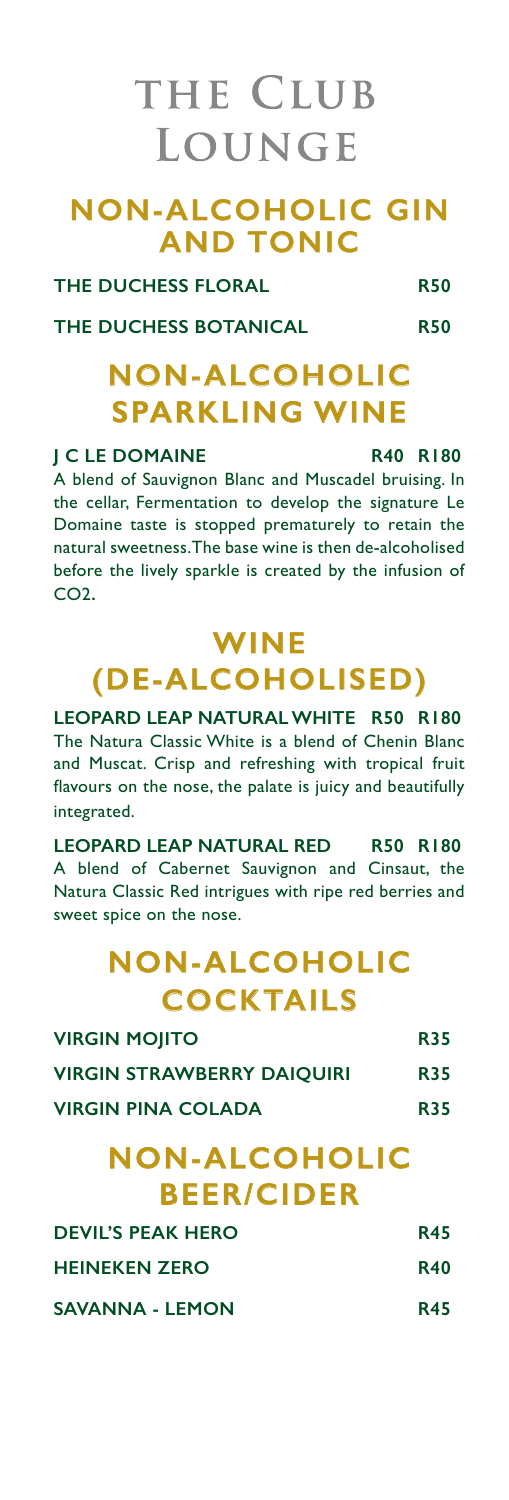# THE CLUB LOUNGE

## NON-ALCOHOLIC GIN AND TONIC

**THE DUCHESS FLORAL** R50

**THE DUCHESS BOTANICAL** R50

## NON-ALCOHOLIC SPARKLING WINE

**J C LE DOMAINE** R40 R180

A blend of Sauvignon Blanc and Muscadel bruising. In the cellar, Fermentation to develop the signature Le Domaine taste is stopped prematurely to retain the natural sweetness. The base wine is then de-alcoholised before the lively sparkle is created by the infusion of $CO_2$.

## WINE (DE-ALCOHOLISED)

**LEOPARD LEAP NATURAL WHITE** R50 R180

The Natura Classic White is a blend of Chenin Blanc and Muscat. Crisp and refreshing with tropical fruit flavours on the nose, the palate is juicy and beautifully integrated.

**LEOPARD LEAP NATURAL RED** R50 R180

A blend of Cabernet Sauvignon and Cinsaut, the Natura Classic Red intrigues with ripe red berries and sweet spice on the nose.

## NON-ALCOHOLIC COCKTAILS

**VIRGIN MOJITO** R35

**VIRGIN STRAWBERRY DAIQUIRI** R35

**VIRGIN PINA COLADA** R35

## NON-ALCOHOLIC BEER/CIDER

**DEVIL'S PEAK HERO** R45

**HEINEKEN ZERO** R40

**SAVANNA - LEMON** R45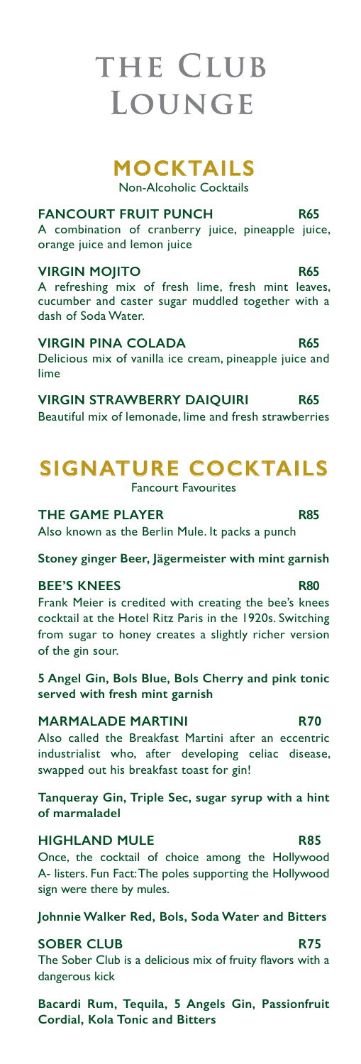# THE CLUB LOUNGE

## MOCKTAILS

Non-Alcoholic Cocktails

**FANCOURT FRUIT PUNCH** **R65**

A combination of cranberry juice, pineapple juice, orange juice and lemon juice

**VIRGIN MOJITO** **R65**

A refreshing mix of fresh lime, fresh mint leaves, cucumber and caster sugar muddled together with a dash of Soda Water.

**VIRGIN PINA COLADA** **R65**

Delicious mix of vanilla ice cream, pineapple juice and lime

**VIRGIN STRAWBERRY DAIQUIRI** **R65**

Beautiful mix of lemonade, lime and fresh strawberries

## SIGNATURE COCKTAILS

Fancourt Favourites

**THE GAME PLAYER** **R85**

Also known as the Berlin Mule. It packs a punch

**Stoney ginger Beer, Jägermeister with mint garnish**

**BEE'S KNEES** **R80**

Frank Meier is credited with creating the bee's knees cocktail at the Hotel Ritz Paris in the 1920s. Switching from sugar to honey creates a slightly richer version of the gin sour.

**5 Angel Gin, Bols Blue, Bols Cherry and pink tonic served with fresh mint garnish**

**MARMALADE MARTINI** **R70**

Also called the Breakfast Martini after an eccentric industrialist who, after developing celiac disease, swapped out his breakfast toast for gin!

**Tanqueray Gin, Triple Sec, sugar syrup with a hint of marmaladel**

**HIGHLAND MULE** **R85**

Once, the cocktail of choice among the Hollywood A- listers. Fun Fact: The poles supporting the Hollywood sign were there by mules.

**Johnnie Walker Red, Bols, Soda Water and Bitters**

**SOBER CLUB** **R75**

The Sober Club is a delicious mix of fruity flavors with a dangerous kick

**Bacardi Rum, Tequila, 5 Angels Gin, Passionfruit Cordial, Kola Tonic and Bitters**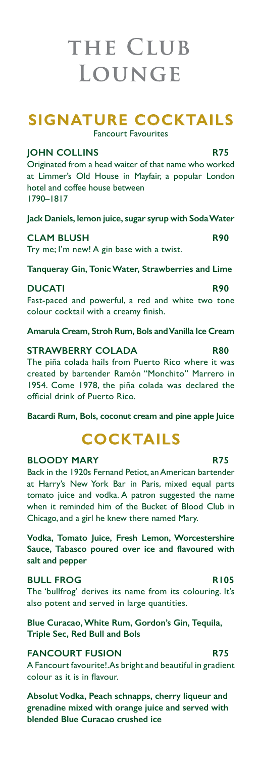# THE CLUB LOUNGE

## SIGNATURE COCKTAILS

Fancourt Favourites

### JOHN COLLINS R75

Originated from a head waiter of that name who worked at Limmer's Old House in Mayfair, a popular London hotel and coffee house between 1790–1817

**Jack Daniels, lemon juice, sugar syrup with Soda Water**

### CLAM BLUSH R90

Try me; I'm new! A gin base with a twist.

**Tanqueray Gin, Tonic Water, Strawberries and Lime**

### DUCATI R90

Fast-paced and powerful, a red and white two tone colour cocktail with a creamy finish.

**Amarula Cream, Stroh Rum, Bols and Vanilla Ice Cream**

### STRAWBERRY COLADA R80

The piña colada hails from Puerto Rico where it was created by bartender Ramón "Monchito" Marrero in 1954. Come 1978, the piña colada was declared the official drink of Puerto Rico.

**Bacardi Rum, Bols, coconut cream and pine apple Juice**

## COCKTAILS

### BLOODY MARY R75

Back in the 1920s Fernand Petiot, an American bartender at Harry's New York Bar in Paris, mixed equal parts tomato juice and vodka. A patron suggested the name when it reminded him of the Bucket of Blood Club in Chicago, and a girl he knew there named Mary.

**Vodka, Tomato Juice, Fresh Lemon, Worcestershire Sauce, Tabasco poured over ice and flavoured with salt and pepper**

### BULL FROG R105

The 'bullfrog' derives its name from its colouring. It's also potent and served in large quantities.

**Blue Curacao, White Rum, Gordon's Gin, Tequila, Triple Sec, Red Bull and Bols**

### FANCOURT FUSION R75

A Fancourt favourite!.As bright and beautiful in gradient colour as it is in flavour.

**Absolut Vodka, Peach schnapps, cherry liqueur and grenadine mixed with orange juice and served with blended Blue Curacao crushed ice**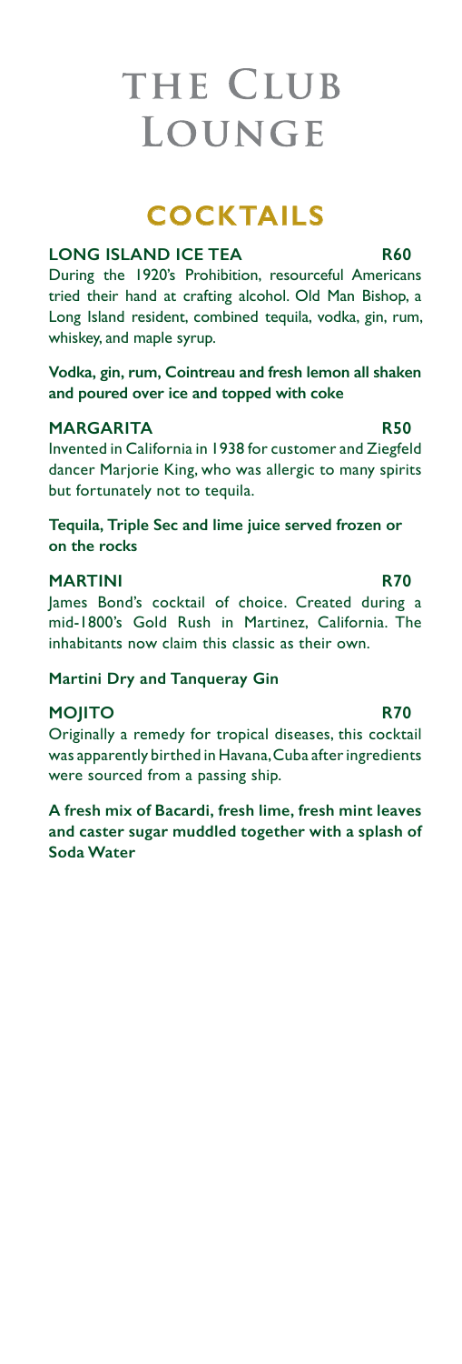# THE CLUB LOUNGE

## COCKTAILS

### LONG ISLAND ICE TEA R60

During the 1920's Prohibition, resourceful Americans tried their hand at crafting alcohol. Old Man Bishop, a Long Island resident, combined tequila, vodka, gin, rum, whiskey, and maple syrup.

**Vodka, gin, rum, Cointreau and fresh lemon all shaken and poured over ice and topped with coke**

### MARGARITA R50

Invented in California in 1938 for customer and Ziegfeld dancer Marjorie King, who was allergic to many spirits but fortunately not to tequila.

**Tequila, Triple Sec and lime juice served frozen or on the rocks**

### MARTINI R70

James Bond's cocktail of choice. Created during a mid-1800's Gold Rush in Martinez, California. The inhabitants now claim this classic as their own.

**Martini Dry and Tanqueray Gin**

### MOJITO R70

Originally a remedy for tropical diseases, this cocktail was apparently birthed in Havana, Cuba after ingredients were sourced from a passing ship.

**A fresh mix of Bacardi, fresh lime, fresh mint leaves and caster sugar muddled together with a splash of Soda Water**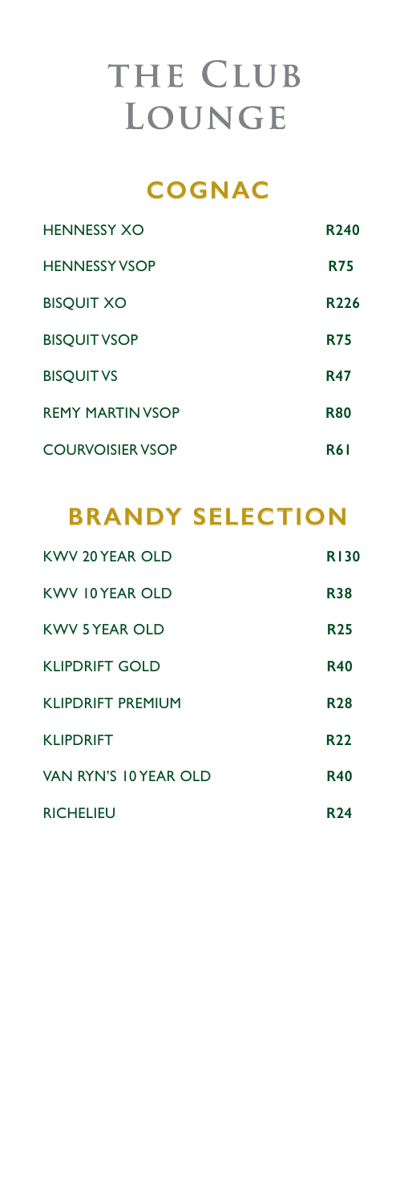# THE CLUB LOUNGE

## COGNAC

| | |
|---|---|
| HENNESSY XO | **R240** |
| HENNESSY VSOP | **R75** |
| BISQUIT XO | **R226** |
| BISQUIT VSOP | **R75** |
| BISQUIT VS | **R47** |
| REMY MARTIN VSOP | **R80** |
| COURVOISIER VSOP | **R61** |

## BRANDY SELECTION

| | |
|---|---|
| KWV 20 YEAR OLD | **R130** |
| KWV 10 YEAR OLD | **R38** |
| KWV 5 YEAR OLD | **R25** |
| KLIPDRIFT GOLD | **R40** |
| KLIPDRIFT PREMIUM | **R28** |
| KLIPDRIFT | **R22** |
| VAN RYN'S 10 YEAR OLD | **R40** |
| RICHELIEU | **R24** |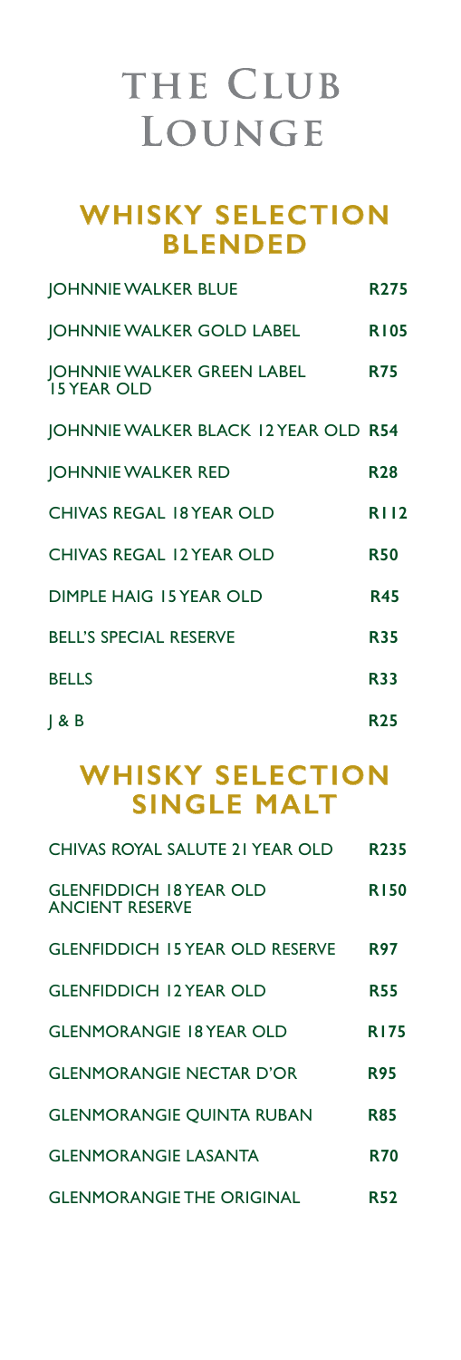# THE CLUB LOUNGE

## WHISKY SELECTION BLENDED

| | |
|---|---|
| JOHNNIE WALKER BLUE | **R275** |
| JOHNNIE WALKER GOLD LABEL | **R105** |
| JOHNNIE WALKER GREEN LABEL 15 YEAR OLD | **R75** |
| JOHNNIE WALKER BLACK 12 YEAR OLD | **R54** |
| JOHNNIE WALKER RED | **R28** |
| CHIVAS REGAL 18 YEAR OLD | **R112** |
| CHIVAS REGAL 12 YEAR OLD | **R50** |
| DIMPLE HAIG 15 YEAR OLD | **R45** |
| BELL'S SPECIAL RESERVE | **R35** |
| BELLS | **R33** |
| J & B | **R25** |

## WHISKY SELECTION SINGLE MALT

| | |
|---|---|
| CHIVAS ROYAL SALUTE 21 YEAR OLD | **R235** |
| GLENFIDDICH 18 YEAR OLD ANCIENT RESERVE | **R150** |
| GLENFIDDICH 15 YEAR OLD RESERVE | **R97** |
| GLENFIDDICH 12 YEAR OLD | **R55** |
| GLENMORANGIE 18 YEAR OLD | **R175** |
| GLENMORANGIE NECTAR D'OR | **R95** |
| GLENMORANGIE QUINTA RUBAN | **R85** |
| GLENMORANGIE LASANTA | **R70** |
| GLENMORANGIE THE ORIGINAL | **R52** |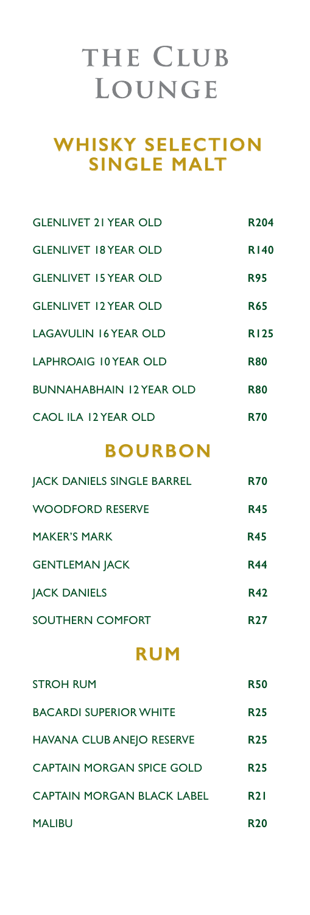# THE CLUB LOUNGE

## WHISKY SELECTION
## SINGLE MALT

| | |
|---|---|
| GLENLIVET 21 YEAR OLD | **R204** |
| GLENLIVET 18 YEAR OLD | **R140** |
| GLENLIVET 15 YEAR OLD | **R95** |
| GLENLIVET 12 YEAR OLD | **R65** |
| LAGAVULIN 16 YEAR OLD | **R125** |
| LAPHROAIG 10 YEAR OLD | **R80** |
| BUNNAHABHAIN 12 YEAR OLD | **R80** |
| CAOL ILA 12 YEAR OLD | **R70** |

## BOURBON

| | |
|---|---|
| JACK DANIELS SINGLE BARREL | **R70** |
| WOODFORD RESERVE | **R45** |
| MAKER'S MARK | **R45** |
| GENTLEMAN JACK | **R44** |
| JACK DANIELS | **R42** |
| SOUTHERN COMFORT | **R27** |

## RUM

| | |
|---|---|
| STROH RUM | **R50** |
| BACARDI SUPERIOR WHITE | **R25** |
| HAVANA CLUB ANEJO RESERVE | **R25** |
| CAPTAIN MORGAN SPICE GOLD | **R25** |
| CAPTAIN MORGAN BLACK LABEL | **R21** |
| MALIBU | **R20** |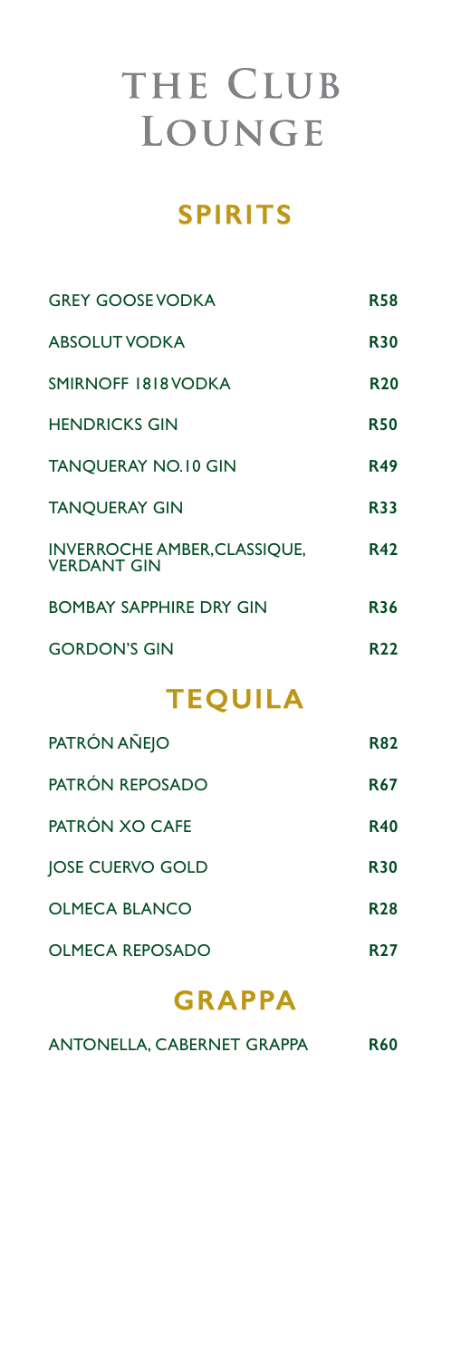# THE CLUB LOUNGE

## SPIRITS

| | |
|---|---|
| GREY GOOSE VODKA | R58 |
| ABSOLUT VODKA | R30 |
| SMIRNOFF 1818 VODKA | R20 |
| HENDRICKS GIN | R50 |
| TANQUERAY NO.10 GIN | R49 |
| TANQUERAY GIN | R33 |
| INVERROCHE AMBER, CLASSIQUE, VERDANT GIN | R42 |
| BOMBAY SAPPHIRE DRY GIN | R36 |
| GORDON'S GIN | R22 |

## TEQUILA

| | |
|---|---|
| PATRÓN AÑEJO | R82 |
| PATRÓN REPOSADO | R67 |
| PATRÓN XO CAFE | R40 |
| JOSE CUERVO GOLD | R30 |
| OLMECA BLANCO | R28 |
| OLMECA REPOSADO | R27 |

## GRAPPA

| | |
|---|---|
| ANTONELLA, CABERNET GRAPPA | R60 |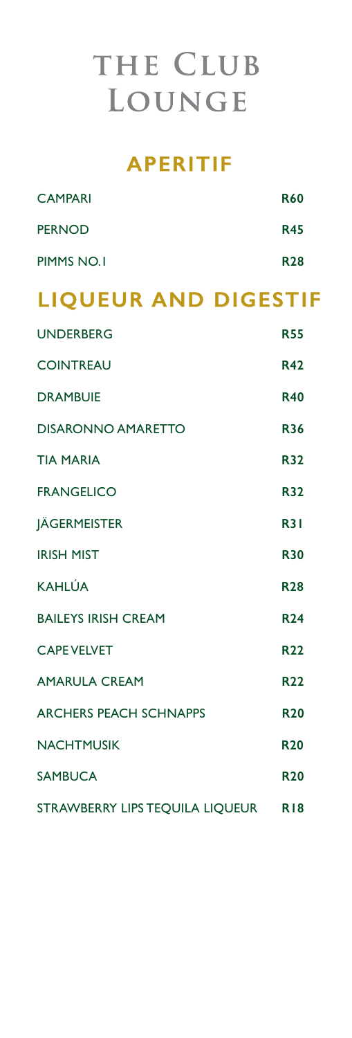# THE CLUB LOUNGE

## APERITIF

| | |
|---|---|
| CAMPARI | **R60** |
| PERNOD | **R45** |
| PIMMS NO.1 | **R28** |

## LIQUEUR AND DIGESTIF

| | |
|---|---|
| UNDERBERG | **R55** |
| COINTREAU | **R42** |
| DRAMBUIE | **R40** |
| DISARONNO AMARETTO | **R36** |
| TIA MARIA | **R32** |
| FRANGELICO | **R32** |
| JÄGERMEISTER | **R31** |
| IRISH MIST | **R30** |
| KAHLÚA | **R28** |
| BAILEYS IRISH CREAM | **R24** |
| CAPE VELVET | **R22** |
| AMARULA CREAM | **R22** |
| ARCHERS PEACH SCHNAPPS | **R20** |
| NACHTMUSIK | **R20** |
| SAMBUCA | **R20** |
| STRAWBERRY LIPS TEQUILA LIQUEUR | **R18** |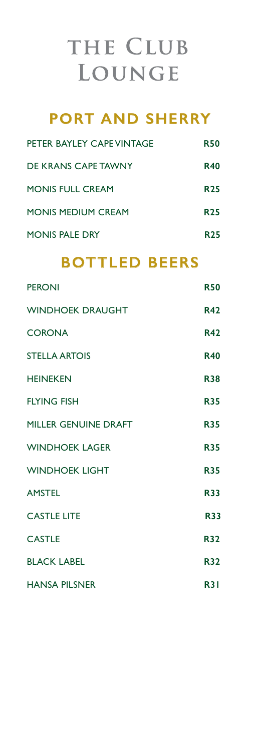# THE CLUB LOUNGE

## PORT AND SHERRY

| | |
|---|---|
| PETER BAYLEY CAPE VINTAGE | R50 |
| DE KRANS CAPE TAWNY | R40 |
| MONIS FULL CREAM | R25 |
| MONIS MEDIUM CREAM | R25 |
| MONIS PALE DRY | R25 |

## BOTTLED BEERS

| | |
|---|---|
| PERONI | R50 |
| WINDHOEK DRAUGHT | R42 |
| CORONA | R42 |
| STELLA ARTOIS | R40 |
| HEINEKEN | R38 |
| FLYING FISH | R35 |
| MILLER GENUINE DRAFT | R35 |
| WINDHOEK LAGER | R35 |
| WINDHOEK LIGHT | R35 |
| AMSTEL | R33 |
| CASTLE LITE | R33 |
| CASTLE | R32 |
| BLACK LABEL | R32 |
| HANSA PILSNER | R31 |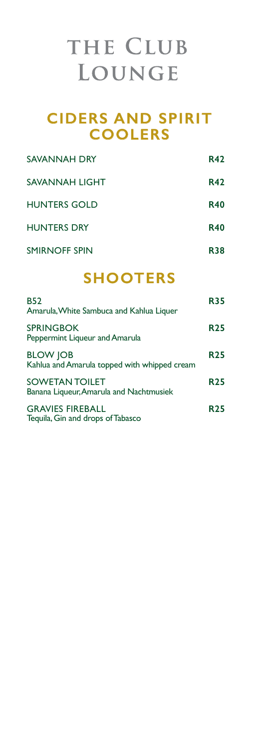# THE CLUB LOUNGE

## CIDERS AND SPIRIT COOLERS

| | |
|---|---|
| SAVANNAH DRY | **R42** |
| SAVANNAH LIGHT | **R42** |
| HUNTERS GOLD | **R40** |
| HUNTERS DRY | **R40** |
| SMIRNOFF SPIN | **R38** |

## SHOOTERS

| | |
|---|---|
| B52<br>Amarula, White Sambuca and Kahlua Liquer | **R35** |
| SPRINGBOK<br>Peppermint Liqueur and Amarula | **R25** |
| BLOW JOB<br>Kahlua and Amarula topped with whipped cream | **R25** |
| SOWETAN TOILET<br>Banana Liqueur, Amarula and Nachtmusiek | **R25** |
| GRAVIES FIREBALL<br>Tequila, Gin and drops of Tabasco | **R25** |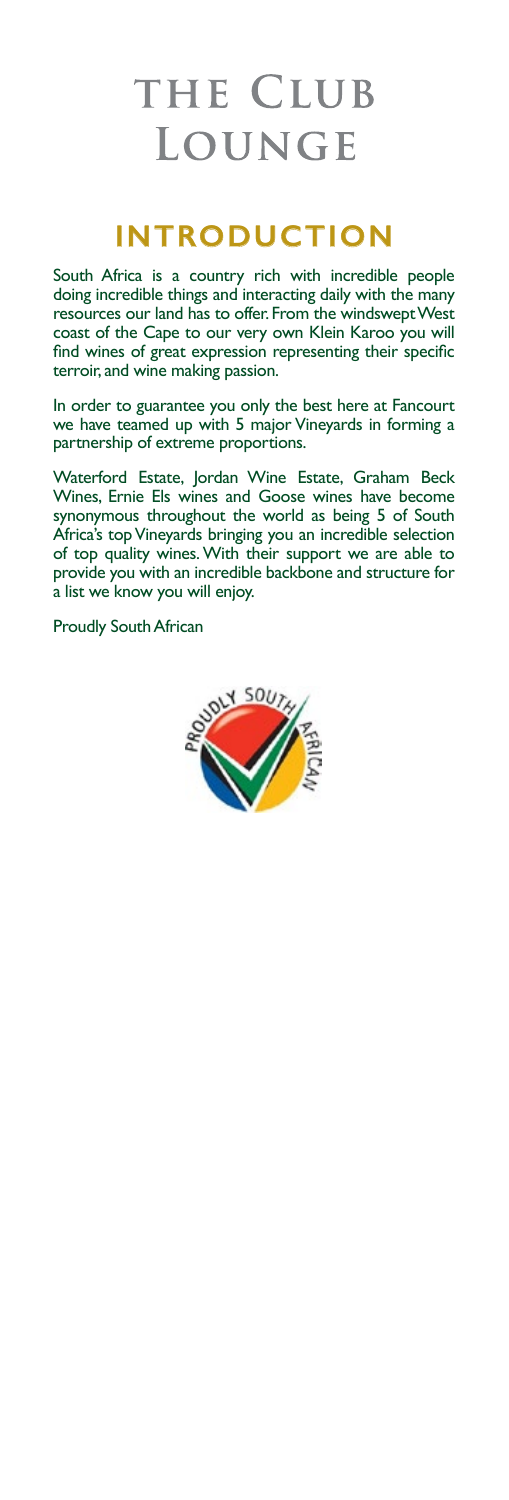# THE CLUB LOUNGE

## INTRODUCTION

South Africa is a country rich with incredible people doing incredible things and interacting daily with the many resources our land has to offer. From the windswept West coast of the Cape to our very own Klein Karoo you will find wines of great expression representing their specific terroir, and wine making passion.

In order to guarantee you only the best here at Fancourt we have teamed up with 5 major Vineyards in forming a partnership of extreme proportions.

Waterford Estate, Jordan Wine Estate, Graham Beck Wines, Ernie Els wines and Goose wines have become synonymous throughout the world as being 5 of South Africa's top Vineyards bringing you an incredible selection of top quality wines. With their support we are able to provide you with an incredible backbone and structure for a list we know you will enjoy.

Proudly South African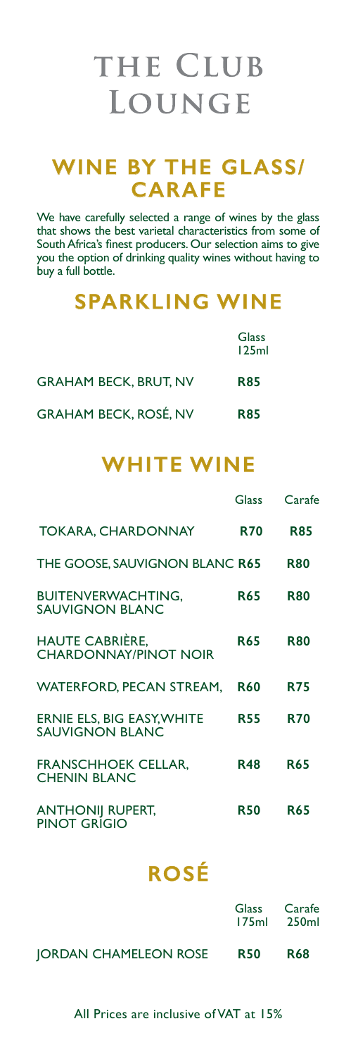# THE CLUB LOUNGE

## WINE BY THE GLASS/ CARAFE

We have carefully selected a range of wines by the glass that shows the best varietal characteristics from some of South Africa's finest producers. Our selection aims to give you the option of drinking quality wines without having to buy a full bottle.

## SPARKLING WINE

| | Glass 125ml |
|---|---|
| GRAHAM BECK, BRUT, NV | **R85** |
| GRAHAM BECK, ROSÉ, NV | **R85** |

## WHITE WINE

| | Glass | Carafe |
|---|---|---|
| TOKARA, CHARDONNAY | **R70** | **R85** |
| THE GOOSE, SAUVIGNON BLANC | **R65** | **R80** |
| BUITENVERWACHTING, SAUVIGNON BLANC | **R65** | **R80** |
| HAUTE CABRIÈRE, CHARDONNAY/PINOT NOIR | **R65** | **R80** |
| WATERFORD, PECAN STREAM, | **R60** | **R75** |
| ERNIE ELS, BIG EASY, WHITE SAUVIGNON BLANC | **R55** | **R70** |
| FRANSCHHOEK CELLAR, CHENIN BLANC | **R48** | **R65** |
| ANTHONIJ RUPERT, PINOT GRIGIO | **R50** | **R65** |

## ROSÉ

| | Glass 175ml | Carafe 250ml |
|---|---|---|
| JORDAN CHAMELEON ROSE | **R50** | **R68** |

All Prices are inclusive of VAT at 15%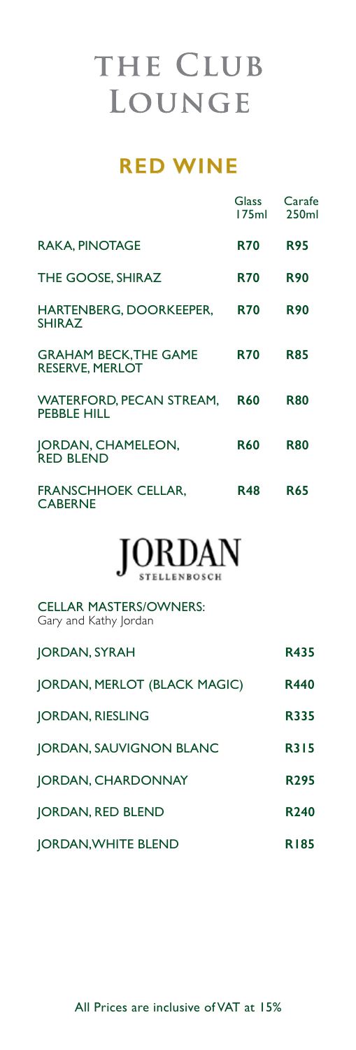# THE CLUB LOUNGE

## RED WINE

| | Glass 175ml | Carafe 250ml |
|---|---|---|
| RAKA, PINOTAGE | **R70** | **R95** |
| THE GOOSE, SHIRAZ | **R70** | **R90** |
| HARTENBERG, DOORKEEPER, SHIRAZ | **R70** | **R90** |
| GRAHAM BECK,THE GAME RESERVE, MERLOT | **R70** | **R85** |
| WATERFORD, PECAN STREAM, PEBBLE HILL | **R60** | **R80** |
| JORDAN, CHAMELEON, RED BLEND | **R60** | **R80** |
| FRANSCHHOEK CELLAR, CABERNE | **R48** | **R65** |

JORDAN
STELLENBOSCH

CELLAR MASTERS/OWNERS:
Gary and Kathy Jordan

| | |
|---|---|
| JORDAN, SYRAH | **R435** |
| JORDAN, MERLOT (BLACK MAGIC) | **R440** |
| JORDAN, RIESLING | **R335** |
| JORDAN, SAUVIGNON BLANC | **R315** |
| JORDAN, CHARDONNAY | **R295** |
| JORDAN, RED BLEND | **R240** |
| JORDAN,WHITE BLEND | **R185** |

All Prices are inclusive of VAT at 15%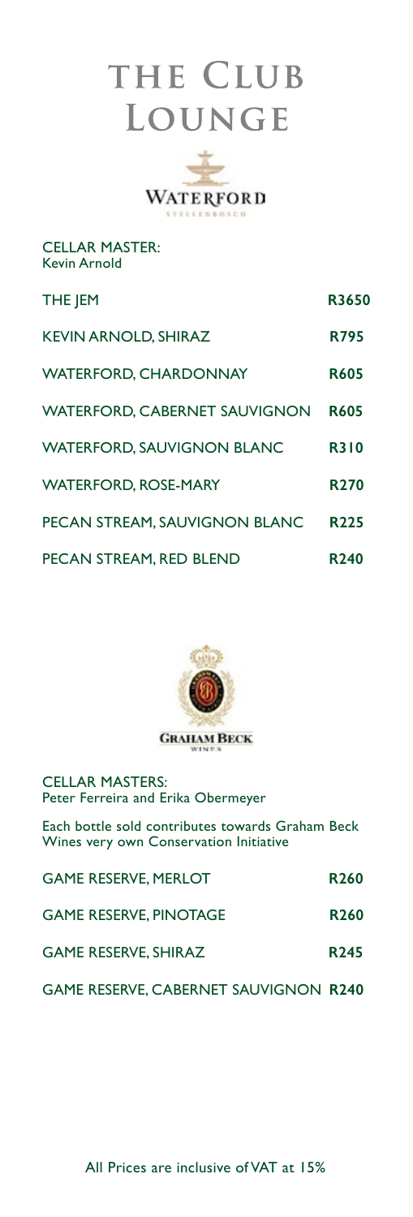# THE CLUB LOUNGE

WATERFORD
STELLENBOSCH

CELLAR MASTER:
Kevin Arnold

| | |
|---|---|
| THE JEM | **R3650** |
| KEVIN ARNOLD, SHIRAZ | **R795** |
| WATERFORD, CHARDONNAY | **R605** |
| WATERFORD, CABERNET SAUVIGNON | **R605** |
| WATERFORD, SAUVIGNON BLANC | **R310** |
| WATERFORD, ROSE-MARY | **R270** |
| PECAN STREAM, SAUVIGNON BLANC | **R225** |
| PECAN STREAM, RED BLEND | **R240** |

GRAHAM BECK
WINES

CELLAR MASTERS:
Peter Ferreira and Erika Obermeyer

Each bottle sold contributes towards Graham Beck Wines very own Conservation Initiative

| | |
|---|---|
| GAME RESERVE, MERLOT | **R260** |
| GAME RESERVE, PINOTAGE | **R260** |
| GAME RESERVE, SHIRAZ | **R245** |
| GAME RESERVE, CABERNET SAUVIGNON | **R240** |

All Prices are inclusive of VAT at 15%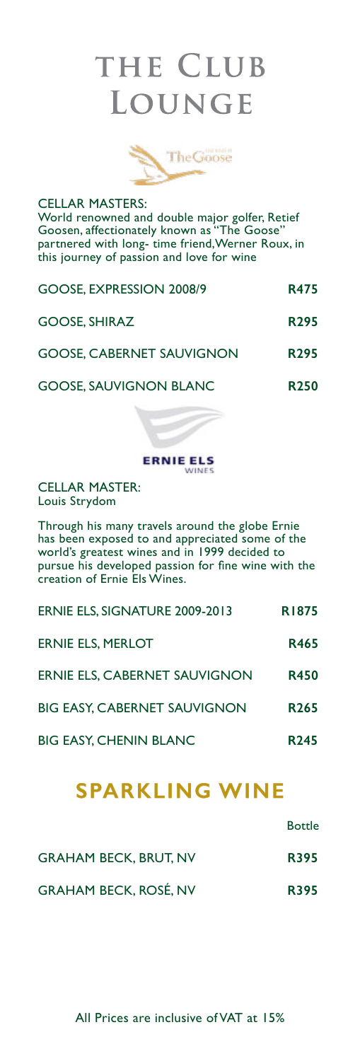# THE CLUB LOUNGE

CELLAR MASTERS:
World renowned and double major golfer, Retief Goosen, affectionately known as "The Goose" partnered with long- time friend, Werner Roux, in this journey of passion and love for wine

| | |
|---|---|
| GOOSE, EXPRESSION 2008/9 | **R475** |
| GOOSE, SHIRAZ | **R295** |
| GOOSE, CABERNET SAUVIGNON | **R295** |
| GOOSE, SAUVIGNON BLANC | **R250** |

CELLAR MASTER:
Louis Strydom

Through his many travels around the globe Ernie has been exposed to and appreciated some of the world's greatest wines and in 1999 decided to pursue his developed passion for fine wine with the creation of Ernie Els Wines.

| | |
|---|---|
| ERNIE ELS, SIGNATURE 2009-2013 | **R1875** |
| ERNIE ELS, MERLOT | **R465** |
| ERNIE ELS, CABERNET SAUVIGNON | **R450** |
| BIG EASY, CABERNET SAUVIGNON | **R265** |
| BIG EASY, CHENIN BLANC | **R245** |

## SPARKLING WINE

| | Bottle |
|---|---|
| GRAHAM BECK, BRUT, NV | **R395** |
| GRAHAM BECK, ROSÉ, NV | **R395** |

All Prices are inclusive of VAT at 15%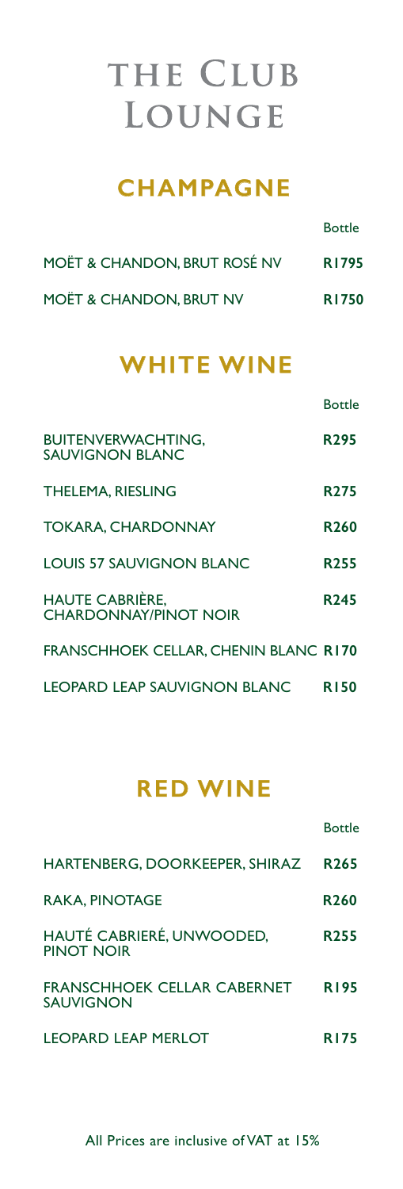# THE CLUB LOUNGE

## CHAMPAGNE

| | Bottle |
|---|---|
| MOËT & CHANDON, BRUT ROSÉ NV | **R1795** |
| MOËT & CHANDON, BRUT NV | **R1750** |

## WHITE WINE

| | Bottle |
|---|---|
| BUITENVERWACHTING, SAUVIGNON BLANC | **R295** |
| THELEMA, RIESLING | **R275** |
| TOKARA, CHARDONNAY | **R260** |
| LOUIS 57 SAUVIGNON BLANC | **R255** |
| HAUTE CABRIÈRE, CHARDONNAY/PINOT NOIR | **R245** |
| FRANSCHHOEK CELLAR, CHENIN BLANC | **R170** |
| LEOPARD LEAP SAUVIGNON BLANC | **R150** |

## RED WINE

| | Bottle |
|---|---|
| HARTENBERG, DOORKEEPER, SHIRAZ | **R265** |
| RAKA, PINOTAGE | **R260** |
| HAUTÉ CABRIERÉ, UNWOODED, PINOT NOIR | **R255** |
| FRANSCHHOEK CELLAR CABERNET SAUVIGNON | **R195** |
| LEOPARD LEAP MERLOT | **R175** |

All Prices are inclusive of VAT at 15%